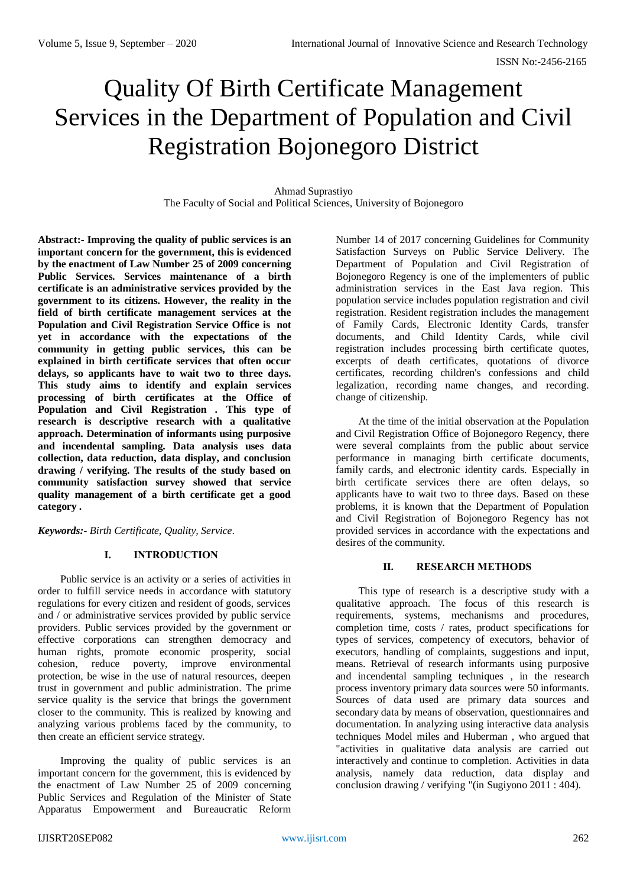# Quality Of Birth Certificate Management Services in the Department of Population and Civil Registration Bojonegoro District

Ahmad Suprastiyo
The Faculty of Social and Political Sciences, University of Bojonegoro

**Abstract:- Improving the quality of public services is an important concern for the government, this is evidenced by the enactment of Law Number 25 of 2009 concerning Public Services. Services maintenance of a birth certificate is an administrative services provided by the government to its citizens. However, the reality in the field of birth certificate management services at the Population and Civil Registration Service Office is not yet in accordance with the expectations of the community in getting public services, this can be explained in birth certificate services that often occur delays, so applicants have to wait two to three days. This study aims to identify and explain services processing of birth certificates at the Office of Population and Civil Registration . This type of research is descriptive research with a qualitative approach. Determination of informants using purposive and incendental sampling. Data analysis uses data collection, data reduction, data display, and conclusion drawing / verifying. The results of the study based on community satisfaction survey showed that service quality management of a birth certificate get a good category .**

***Keywords:-*** *Birth Certificate, Quality, Service.*

## I. INTRODUCTION

Public service is an activity or a series of activities in order to fulfill service needs in accordance with statutory regulations for every citizen and resident of goods, services and / or administrative services provided by public service providers. Public services provided by the government or effective corporations can strengthen democracy and human rights, promote economic prosperity, social cohesion, reduce poverty, improve environmental protection, be wise in the use of natural resources, deepen trust in government and public administration. The prime service quality is the service that brings the government closer to the community. This is realized by knowing and analyzing various problems faced by the community, to then create an efficient service strategy.

Improving the quality of public services is an important concern for the government, this is evidenced by the enactment of Law Number 25 of 2009 concerning Public Services and Regulation of the Minister of State Apparatus Empowerment and Bureaucratic Reform Number 14 of 2017 concerning Guidelines for Community Satisfaction Surveys on Public Service Delivery. The Department of Population and Civil Registration of Bojonegoro Regency is one of the implementers of public administration services in the East Java region. This population service includes population registration and civil registration. Resident registration includes the management of Family Cards, Electronic Identity Cards, transfer documents, and Child Identity Cards, while civil registration includes processing birth certificate quotes, excerpts of death certificates, quotations of divorce certificates, recording children's confessions and child legalization, recording name changes, and recording. change of citizenship.

At the time of the initial observation at the Population and Civil Registration Office of Bojonegoro Regency, there were several complaints from the public about service performance in managing birth certificate documents, family cards, and electronic identity cards. Especially in birth certificate services there are often delays, so applicants have to wait two to three days. Based on these problems, it is known that the Department of Population and Civil Registration of Bojonegoro Regency has not provided services in accordance with the expectations and desires of the community.

## II. RESEARCH METHODS

This type of research is a descriptive study with a qualitative approach. The focus of this research is requirements, systems, mechanisms and procedures, completion time, costs / rates, product specifications for types of services, competency of executors, behavior of executors, handling of complaints, suggestions and input, means. Retrieval of research informants using purposive and incendental sampling techniques , in the research process inventory primary data sources were 50 informants. Sources of data used are primary data sources and secondary data by means of observation, questionnaires and documentation. In analyzing using interactive data analysis techniques Model miles and Huberman , who argued that "activities in qualitative data analysis are carried out interactively and continue to completion. Activities in data analysis, namely data reduction, data display and conclusion drawing / verifying "(in Sugiyono 2011 : 404).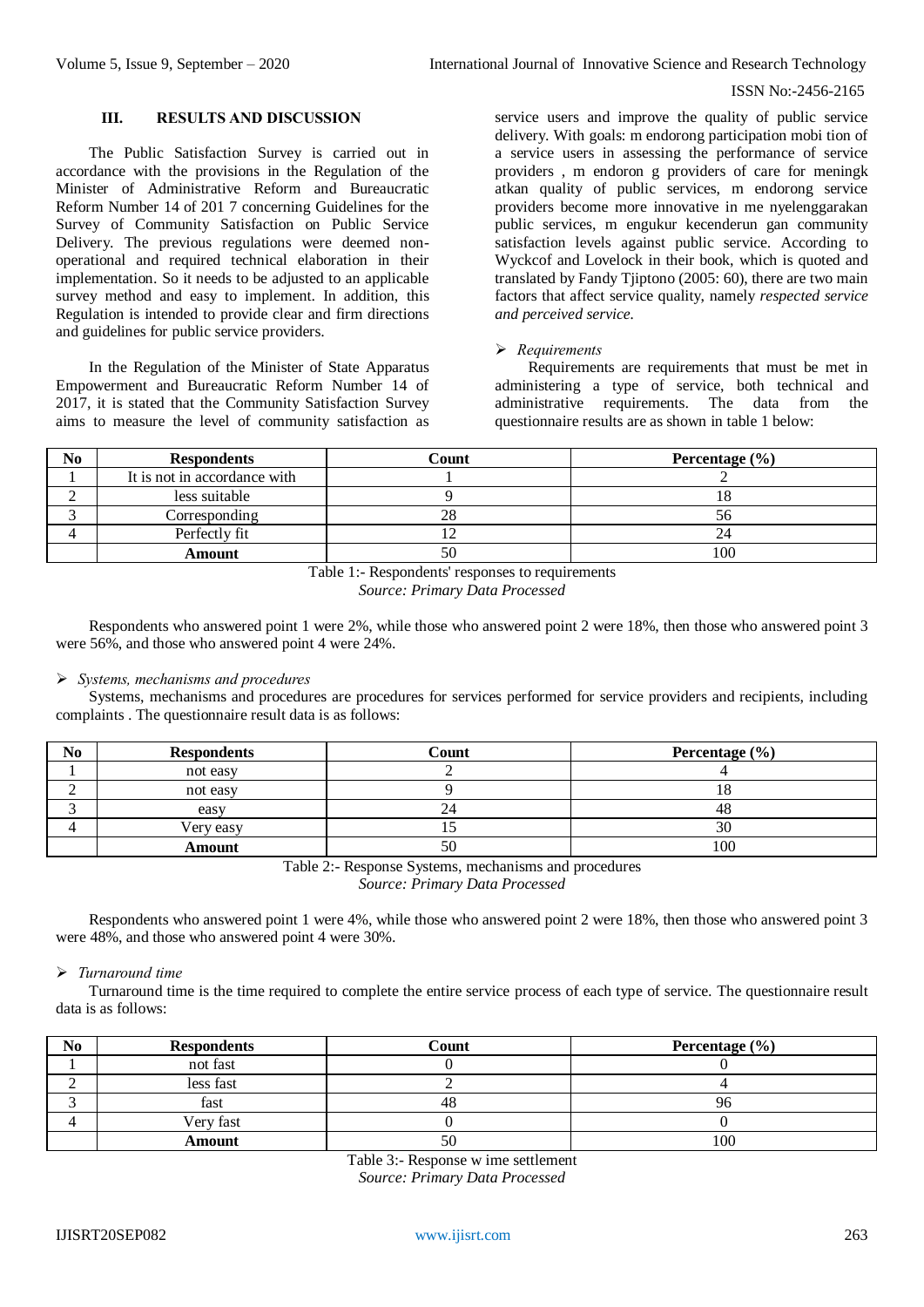## III. RESULTS AND DISCUSSION

The Public Satisfaction Survey is carried out in accordance with the provisions in the Regulation of the Minister of Administrative Reform and Bureaucratic Reform Number 14 of 201 7 concerning Guidelines for the Survey of Community Satisfaction on Public Service Delivery. The previous regulations were deemed non-operational and required technical elaboration in their implementation. So it needs to be adjusted to an applicable survey method and easy to implement. In addition, this Regulation is intended to provide clear and firm directions and guidelines for public service providers.

In the Regulation of the Minister of State Apparatus Empowerment and Bureaucratic Reform Number 14 of 2017, it is stated that the Community Satisfaction Survey aims to measure the level of community satisfaction as service users and improve the quality of public service delivery. With goals: m endorong participation mobi tion of a service users in assessing the performance of service providers , m endoron g providers of care for meningk atkan quality of public services, m endorong service providers become more innovative in me nyelenggarakan public services, m engukur kecenderun gan community satisfaction levels against public service. According to Wyckcof and Lovelock in their book, which is quoted and translated by Fandy Tjiptono (2005: 60), there are two main factors that affect service quality, namely *respected service and perceived service.*

- *Requirements*

Requirements are requirements that must be met in administering a type of service, both technical and administrative requirements. The data from the questionnaire results are as shown in table 1 below:

| No | Respondents | Count | Percentage (%) |
|---|---|---|---|
| 1 | It is not in accordance with | 1 | 2 |
| 2 | less suitable | 9 | 18 |
| 3 | Corresponding | 28 | 56 |
| 4 | Perfectly fit | 12 | 24 |
| | **Amount** | 50 | 100 |

Table 1:- Respondents' responses to requirements
*Source: Primary Data Processed*

Respondents who answered point 1 were 2%, while those who answered point 2 were 18%, then those who answered point 3 were 56%, and those who answered point 4 were 24%.

- *Systems, mechanisms and procedures*

Systems, mechanisms and procedures are procedures for services performed for service providers and recipients, including complaints . The questionnaire result data is as follows:

| No | Respondents | Count | Percentage (%) |
|---|---|---|---|
| 1 | not easy | 2 | 4 |
| 2 | not easy | 9 | 18 |
| 3 | easy | 24 | 48 |
| 4 | Very easy | 15 | 30 |
| | **Amount** | 50 | 100 |

Table 2:- Response Systems, mechanisms and procedures
*Source: Primary Data Processed*

Respondents who answered point 1 were 4%, while those who answered point 2 were 18%, then those who answered point 3 were 48%, and those who answered point 4 were 30%.

- *Turnaround time*

Turnaround time is the time required to complete the entire service process of each type of service. The questionnaire result data is as follows:

| No | Respondents | Count | Percentage (%) |
|---|---|---|---|
| 1 | not fast | 0 | 0 |
| 2 | less fast | 2 | 4 |
| 3 | fast | 48 | 96 |
| 4 | Very fast | 0 | 0 |
| | **Amount** | 50 | 100 |

Table 3:- Response w ime settlement
*Source: Primary Data Processed*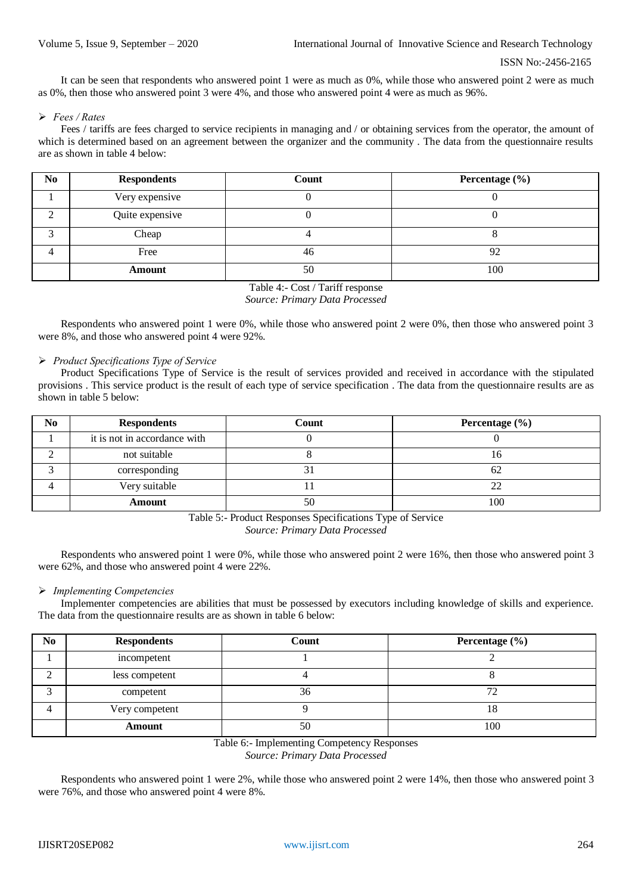It can be seen that respondents who answered point 1 were as much as 0%, while those who answered point 2 were as much as 0%, then those who answered point 3 were 4%, and those who answered point 4 were as much as 96%.

- *Fees / Rates*

Fees / tariffs are fees charged to service recipients in managing and / or obtaining services from the operator, the amount of which is determined based on an agreement between the organizer and the community . The data from the questionnaire results are as shown in table 4 below:

| No | Respondents | Count | Percentage (%) |
|---|---|---|---|
| 1 | Very expensive | 0 | 0 |
| 2 | Quite expensive | 0 | 0 |
| 3 | Cheap | 4 | 8 |
| 4 | Free | 46 | 92 |
| | **Amount** | 50 | 100 |

Table 4:- Cost / Tariff response
*Source: Primary Data Processed*

Respondents who answered point 1 were 0%, while those who answered point 2 were 0%, then those who answered point 3 were 8%, and those who answered point 4 were 92%.

- *Product Specifications Type of Service*

Product Specifications Type of Service is the result of services provided and received in accordance with the stipulated provisions . This service product is the result of each type of service specification . The data from the questionnaire results are as shown in table 5 below:

| No | Respondents | Count | Percentage (%) |
|---|---|---|---|
| 1 | it is not in accordance with | 0 | 0 |
| 2 | not suitable | 8 | 16 |
| 3 | corresponding | 31 | 62 |
| 4 | Very suitable | 11 | 22 |
| | **Amount** | 50 | 100 |

Table 5:- Product Responses Specifications Type of Service
*Source: Primary Data Processed*

Respondents who answered point 1 were 0%, while those who answered point 2 were 16%, then those who answered point 3 were 62%, and those who answered point 4 were 22%.

- *Implementing Competencies*

Implementer competencies are abilities that must be possessed by executors including knowledge of skills and experience. The data from the questionnaire results are as shown in table 6 below:

| No | Respondents | Count | Percentage (%) |
|---|---|---|---|
| 1 | incompetent | 1 | 2 |
| 2 | less competent | 4 | 8 |
| 3 | competent | 36 | 72 |
| 4 | Very competent | 9 | 18 |
| | **Amount** | 50 | 100 |

Table 6:- Implementing Competency Responses
*Source: Primary Data Processed*

Respondents who answered point 1 were 2%, while those who answered point 2 were 14%, then those who answered point 3 were 76%, and those who answered point 4 were 8%.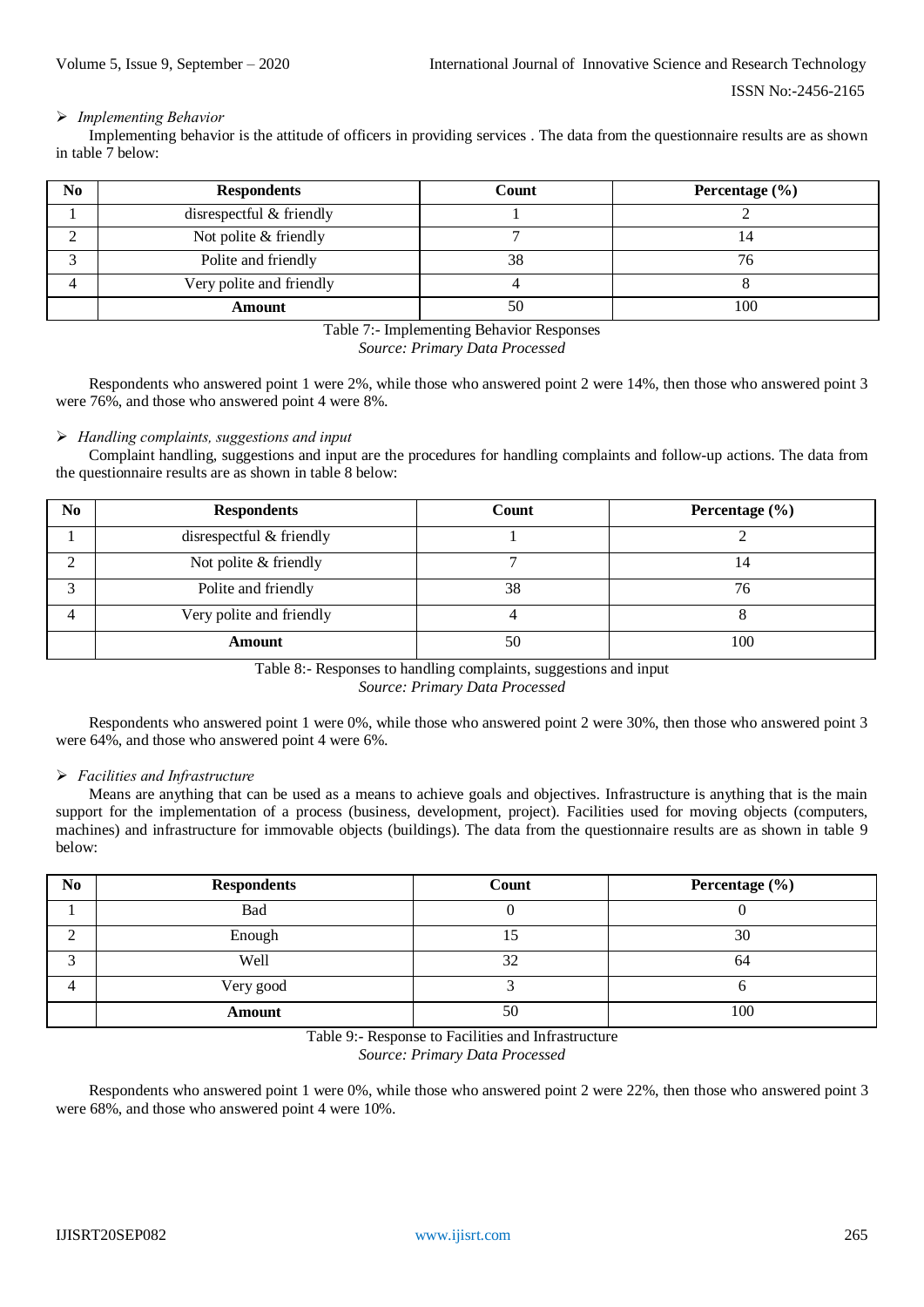➢ *Implementing Behavior*

Implementing behavior is the attitude of officers in providing services . The data from the questionnaire results are as shown in table 7 below:

| No | Respondents | Count | Percentage (%) |
|---|---|---|---|
| 1 | disrespectful & friendly | 1 | 2 |
| 2 | Not polite & friendly | 7 | 14 |
| 3 | Polite and friendly | 38 | 76 |
| 4 | Very polite and friendly | 4 | 8 |
| | **Amount** | 50 | 100 |

Table 7:- Implementing Behavior Responses

*Source: Primary Data Processed*

Respondents who answered point 1 were 2%, while those who answered point 2 were 14%, then those who answered point 3 were 76%, and those who answered point 4 were 8%.

➢ *Handling complaints, suggestions and input*

Complaint handling, suggestions and input are the procedures for handling complaints and follow-up actions. The data from the questionnaire results are as shown in table 8 below:

| No | Respondents | Count | Percentage (%) |
|---|---|---|---|
| 1 | disrespectful & friendly | 1 | 2 |
| 2 | Not polite & friendly | 7 | 14 |
| 3 | Polite and friendly | 38 | 76 |
| 4 | Very polite and friendly | 4 | 8 |
| | **Amount** | 50 | 100 |

Table 8:- Responses to handling complaints, suggestions and input

*Source: Primary Data Processed*

Respondents who answered point 1 were 0%, while those who answered point 2 were 30%, then those who answered point 3 were 64%, and those who answered point 4 were 6%.

➢ *Facilities and Infrastructure*

Means are anything that can be used as a means to achieve goals and objectives. Infrastructure is anything that is the main support for the implementation of a process (business, development, project). Facilities used for moving objects (computers, machines) and infrastructure for immovable objects (buildings). The data from the questionnaire results are as shown in table 9 below:

| No | Respondents | Count | Percentage (%) |
|---|---|---|---|
| 1 | Bad | 0 | 0 |
| 2 | Enough | 15 | 30 |
| 3 | Well | 32 | 64 |
| 4 | Very good | 3 | 6 |
| | **Amount** | 50 | 100 |

Table 9:- Response to Facilities and Infrastructure

*Source: Primary Data Processed*

Respondents who answered point 1 were 0%, while those who answered point 2 were 22%, then those who answered point 3 were 68%, and those who answered point 4 were 10%.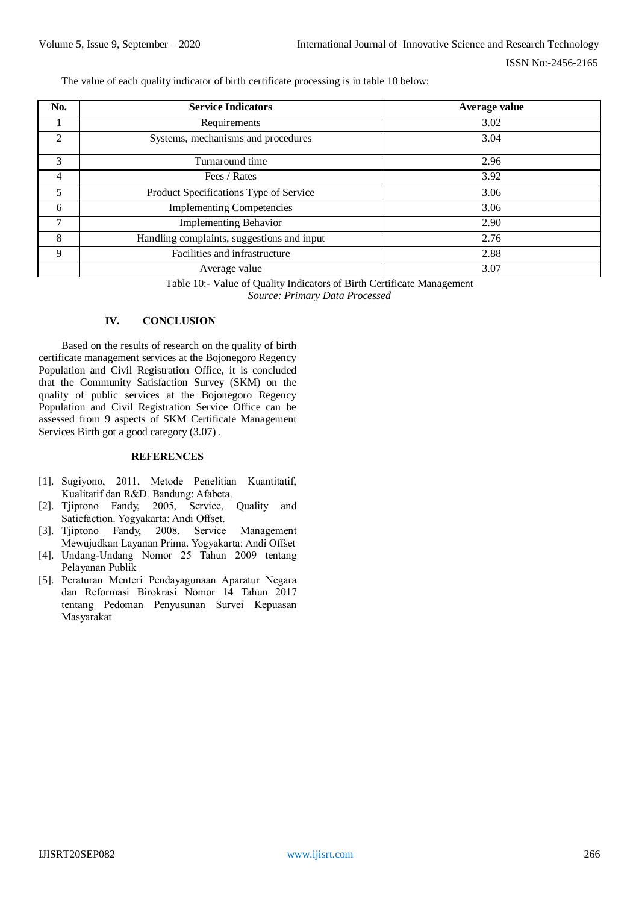The value of each quality indicator of birth certificate processing is in table 10 below:

| No. | Service Indicators | Average value |
|---|---|---|
| 1 | Requirements | 3.02 |
| 2 | Systems, mechanisms and procedures | 3.04 |
| 3 | Turnaround time | 2.96 |
| 4 | Fees / Rates | 3.92 |
| 5 | Product Specifications Type of Service | 3.06 |
| 6 | Implementing Competencies | 3.06 |
| 7 | Implementing Behavior | 2.90 |
| 8 | Handling complaints, suggestions and input | 2.76 |
| 9 | Facilities and infrastructure | 2.88 |
| | Average value | 3.07 |

Table 10:- Value of Quality Indicators of Birth Certificate Management
*Source: Primary Data Processed*

## IV. CONCLUSION

Based on the results of research on the quality of birth certificate management services at the Bojonegoro Regency Population and Civil Registration Office, it is concluded that the Community Satisfaction Survey (SKM) on the quality of public services at the Bojonegoro Regency Population and Civil Registration Service Office can be assessed from 9 aspects of SKM Certificate Management Services Birth got a good category (3.07) .

## REFERENCES

[1]. Sugiyono, 2011, Metode Penelitian Kuantitatif, Kualitatif dan R&D. Bandung: Afabeta.
[2]. Tjiptono Fandy, 2005, Service, Quality and Saticfaction. Yogyakarta: Andi Offset.
[3]. Tjiptono Fandy, 2008. Service Management Mewujudkan Layanan Prima. Yogyakarta: Andi Offset
[4]. Undang-Undang Nomor 25 Tahun 2009 tentang Pelayanan Publik
[5]. Peraturan Menteri Pendayagunaan Aparatur Negara dan Reformasi Birokrasi Nomor 14 Tahun 2017 tentang Pedoman Penyusunan Survei Kepuasan Masyarakat